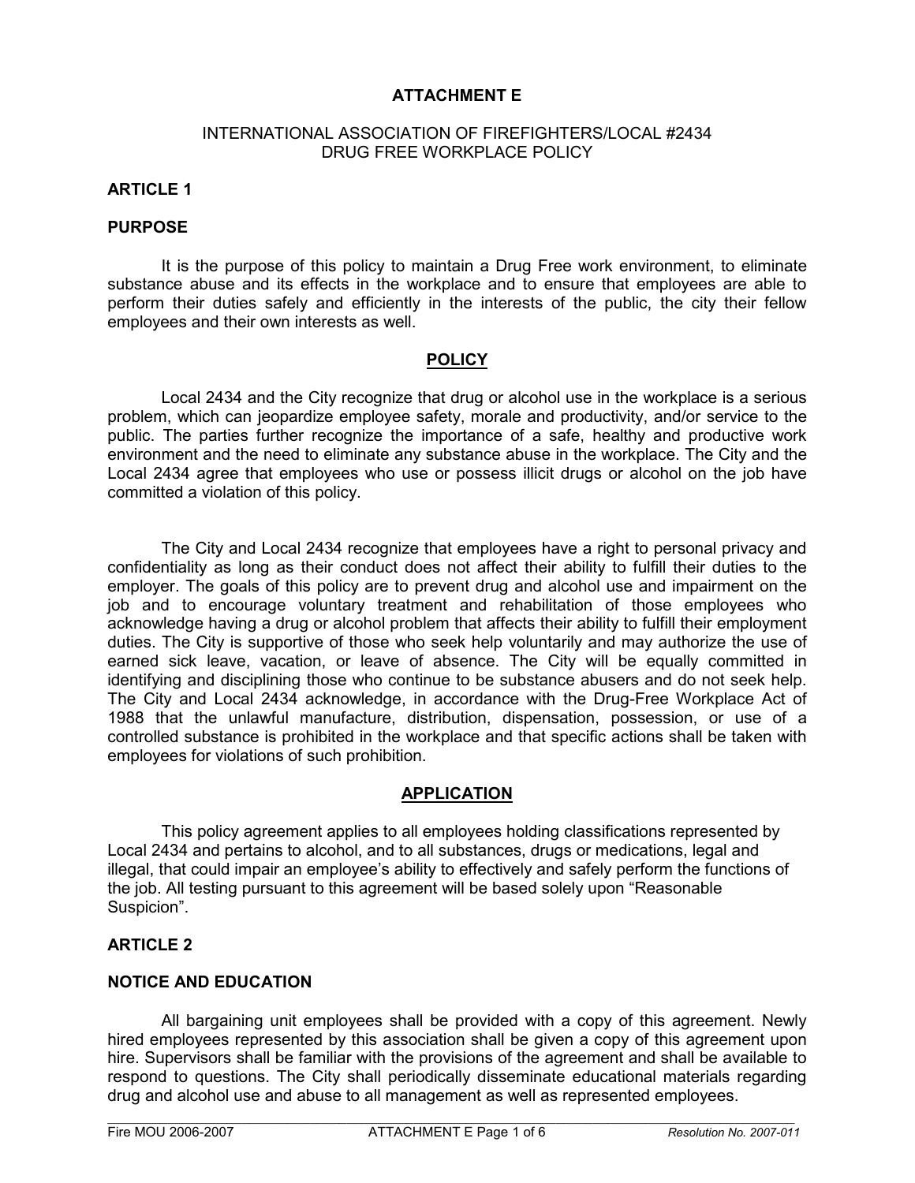# ATTACHMENT E

INTERNATIONAL ASSOCIATION OF FIREFIGHTERS/LOCAL #2434
DRUG FREE WORKPLACE POLICY

## ARTICLE 1

### PURPOSE

It is the purpose of this policy to maintain a Drug Free work environment, to eliminate substance abuse and its effects in the workplace and to ensure that employees are able to perform their duties safely and efficiently in the interests of the public, the city their fellow employees and their own interests as well.

### POLICY

Local 2434 and the City recognize that drug or alcohol use in the workplace is a serious problem, which can jeopardize employee safety, morale and productivity, and/or service to the public. The parties further recognize the importance of a safe, healthy and productive work environment and the need to eliminate any substance abuse in the workplace. The City and the Local 2434 agree that employees who use or possess illicit drugs or alcohol on the job have committed a violation of this policy.

The City and Local 2434 recognize that employees have a right to personal privacy and confidentiality as long as their conduct does not affect their ability to fulfill their duties to the employer. The goals of this policy are to prevent drug and alcohol use and impairment on the job and to encourage voluntary treatment and rehabilitation of those employees who acknowledge having a drug or alcohol problem that affects their ability to fulfill their employment duties. The City is supportive of those who seek help voluntarily and may authorize the use of earned sick leave, vacation, or leave of absence. The City will be equally committed in identifying and disciplining those who continue to be substance abusers and do not seek help. The City and Local 2434 acknowledge, in accordance with the Drug-Free Workplace Act of 1988 that the unlawful manufacture, distribution, dispensation, possession, or use of a controlled substance is prohibited in the workplace and that specific actions shall be taken with employees for violations of such prohibition.

### APPLICATION

This policy agreement applies to all employees holding classifications represented by Local 2434 and pertains to alcohol, and to all substances, drugs or medications, legal and illegal, that could impair an employee's ability to effectively and safely perform the functions of the job. All testing pursuant to this agreement will be based solely upon "Reasonable Suspicion".

## ARTICLE 2

### NOTICE AND EDUCATION

All bargaining unit employees shall be provided with a copy of this agreement. Newly hired employees represented by this association shall be given a copy of this agreement upon hire. Supervisors shall be familiar with the provisions of the agreement and shall be available to respond to questions. The City shall periodically disseminate educational materials regarding drug and alcohol use and abuse to all management as well as represented employees.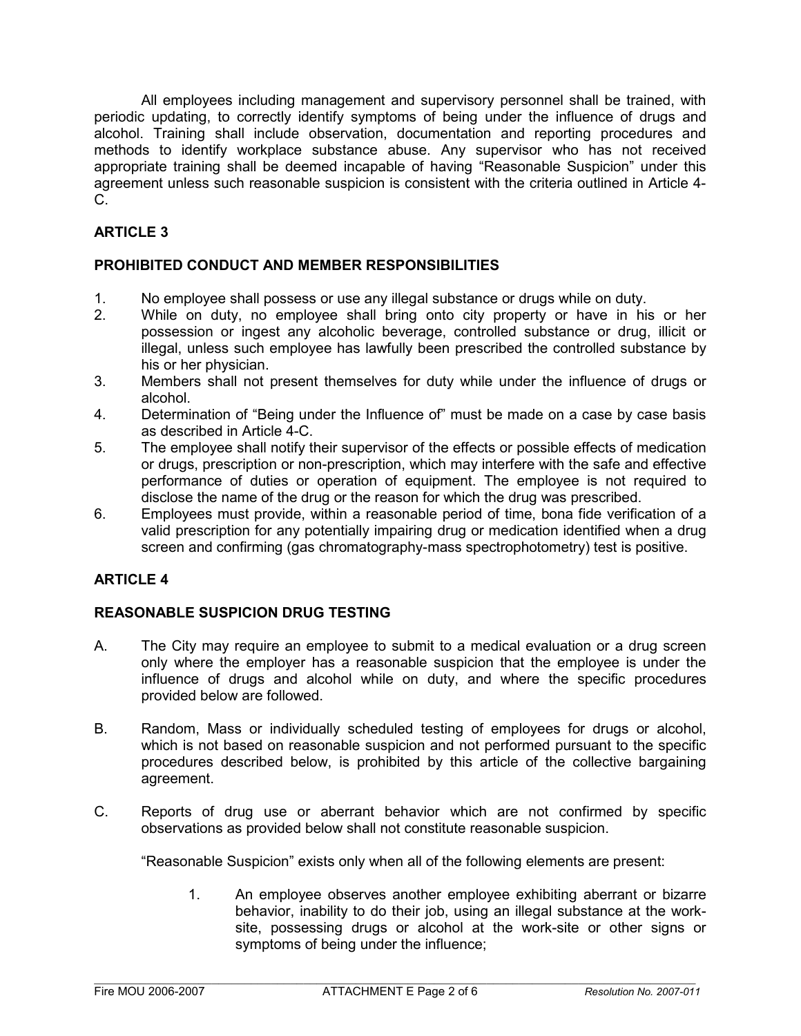All employees including management and supervisory personnel shall be trained, with periodic updating, to correctly identify symptoms of being under the influence of drugs and alcohol. Training shall include observation, documentation and reporting procedures and methods to identify workplace substance abuse. Any supervisor who has not received appropriate training shall be deemed incapable of having "Reasonable Suspicion" under this agreement unless such reasonable suspicion is consistent with the criteria outlined in Article 4-C.

## ARTICLE 3

## PROHIBITED CONDUCT AND MEMBER RESPONSIBILITIES

1. No employee shall possess or use any illegal substance or drugs while on duty.
2. While on duty, no employee shall bring onto city property or have in his or her possession or ingest any alcoholic beverage, controlled substance or drug, illicit or illegal, unless such employee has lawfully been prescribed the controlled substance by his or her physician.
3. Members shall not present themselves for duty while under the influence of drugs or alcohol.
4. Determination of "Being under the Influence of" must be made on a case by case basis as described in Article 4-C.
5. The employee shall notify their supervisor of the effects or possible effects of medication or drugs, prescription or non-prescription, which may interfere with the safe and effective performance of duties or operation of equipment. The employee is not required to disclose the name of the drug or the reason for which the drug was prescribed.
6. Employees must provide, within a reasonable period of time, bona fide verification of a valid prescription for any potentially impairing drug or medication identified when a drug screen and confirming (gas chromatography-mass spectrophotometry) test is positive.

## ARTICLE 4

## REASONABLE SUSPICION DRUG TESTING

A. The City may require an employee to submit to a medical evaluation or a drug screen only where the employer has a reasonable suspicion that the employee is under the influence of drugs and alcohol while on duty, and where the specific procedures provided below are followed.

B. Random, Mass or individually scheduled testing of employees for drugs or alcohol, which is not based on reasonable suspicion and not performed pursuant to the specific procedures described below, is prohibited by this article of the collective bargaining agreement.

C. Reports of drug use or aberrant behavior which are not confirmed by specific observations as provided below shall not constitute reasonable suspicion.

"Reasonable Suspicion" exists only when all of the following elements are present:

1. An employee observes another employee exhibiting aberrant or bizarre behavior, inability to do their job, using an illegal substance at the work-site, possessing drugs or alcohol at the work-site or other signs or symptoms of being under the influence;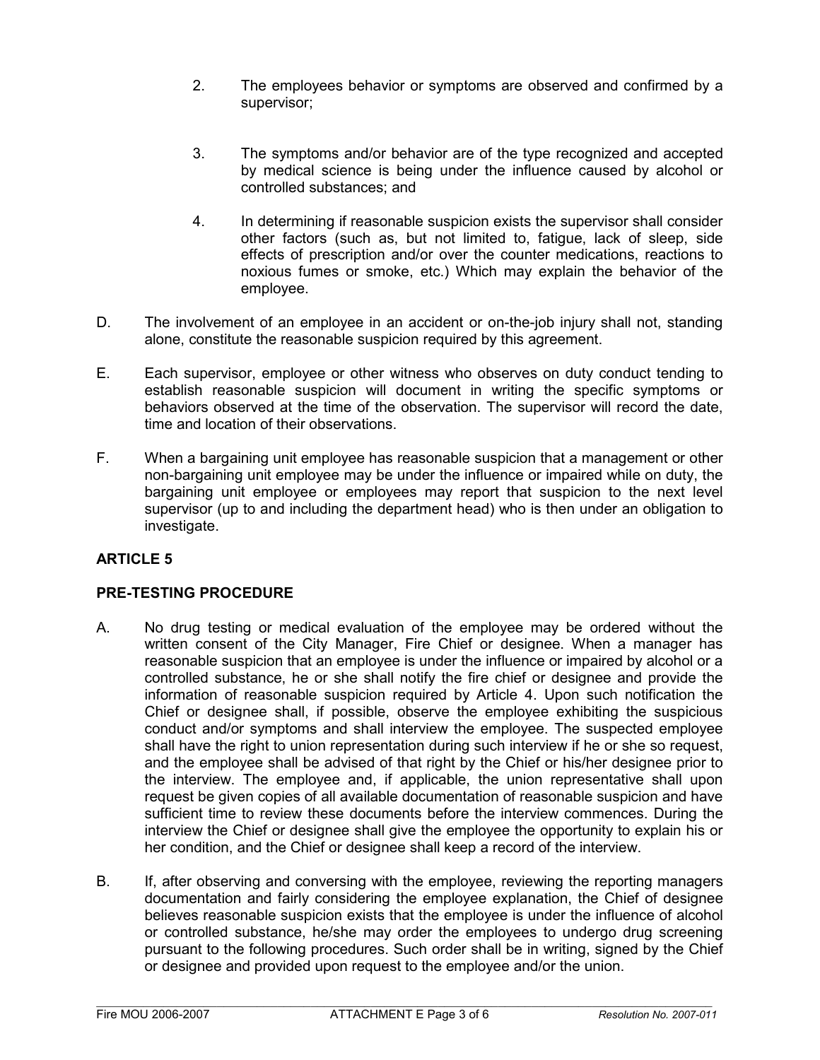2. The employees behavior or symptoms are observed and confirmed by a supervisor;

3. The symptoms and/or behavior are of the type recognized and accepted by medical science is being under the influence caused by alcohol or controlled substances; and

4. In determining if reasonable suspicion exists the supervisor shall consider other factors (such as, but not limited to, fatigue, lack of sleep, side effects of prescription and/or over the counter medications, reactions to noxious fumes or smoke, etc.) Which may explain the behavior of the employee.

D. The involvement of an employee in an accident or on-the-job injury shall not, standing alone, constitute the reasonable suspicion required by this agreement.

E. Each supervisor, employee or other witness who observes on duty conduct tending to establish reasonable suspicion will document in writing the specific symptoms or behaviors observed at the time of the observation. The supervisor will record the date, time and location of their observations.

F. When a bargaining unit employee has reasonable suspicion that a management or other non-bargaining unit employee may be under the influence or impaired while on duty, the bargaining unit employee or employees may report that suspicion to the next level supervisor (up to and including the department head) who is then under an obligation to investigate.

## ARTICLE 5

## PRE-TESTING PROCEDURE

A. No drug testing or medical evaluation of the employee may be ordered without the written consent of the City Manager, Fire Chief or designee. When a manager has reasonable suspicion that an employee is under the influence or impaired by alcohol or a controlled substance, he or she shall notify the fire chief or designee and provide the information of reasonable suspicion required by Article 4. Upon such notification the Chief or designee shall, if possible, observe the employee exhibiting the suspicious conduct and/or symptoms and shall interview the employee. The suspected employee shall have the right to union representation during such interview if he or she so request, and the employee shall be advised of that right by the Chief or his/her designee prior to the interview. The employee and, if applicable, the union representative shall upon request be given copies of all available documentation of reasonable suspicion and have sufficient time to review these documents before the interview commences. During the interview the Chief or designee shall give the employee the opportunity to explain his or her condition, and the Chief or designee shall keep a record of the interview.

B. If, after observing and conversing with the employee, reviewing the reporting managers documentation and fairly considering the employee explanation, the Chief of designee believes reasonable suspicion exists that the employee is under the influence of alcohol or controlled substance, he/she may order the employees to undergo drug screening pursuant to the following procedures. Such order shall be in writing, signed by the Chief or designee and provided upon request to the employee and/or the union.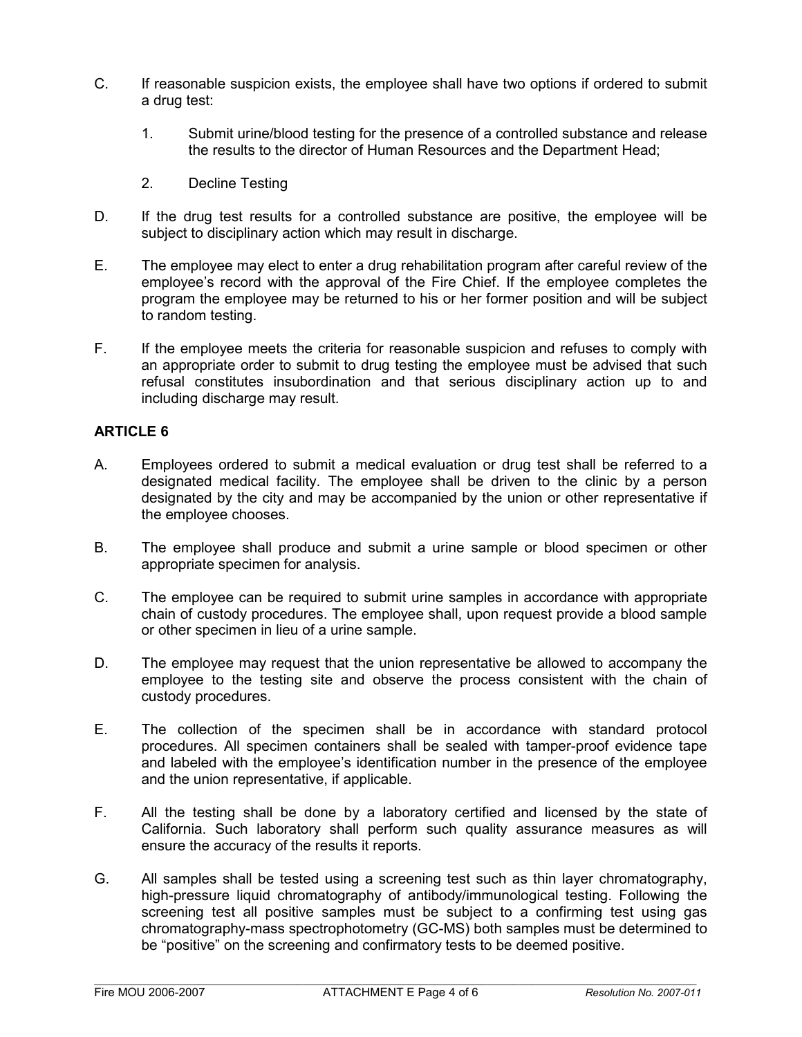C. If reasonable suspicion exists, the employee shall have two options if ordered to submit a drug test:

   1. Submit urine/blood testing for the presence of a controlled substance and release the results to the director of Human Resources and the Department Head;

   2. Decline Testing

D. If the drug test results for a controlled substance are positive, the employee will be subject to disciplinary action which may result in discharge.

E. The employee may elect to enter a drug rehabilitation program after careful review of the employee's record with the approval of the Fire Chief. If the employee completes the program the employee may be returned to his or her former position and will be subject to random testing.

F. If the employee meets the criteria for reasonable suspicion and refuses to comply with an appropriate order to submit to drug testing the employee must be advised that such refusal constitutes insubordination and that serious disciplinary action up to and including discharge may result.

## ARTICLE 6

A. Employees ordered to submit a medical evaluation or drug test shall be referred to a designated medical facility. The employee shall be driven to the clinic by a person designated by the city and may be accompanied by the union or other representative if the employee chooses.

B. The employee shall produce and submit a urine sample or blood specimen or other appropriate specimen for analysis.

C. The employee can be required to submit urine samples in accordance with appropriate chain of custody procedures. The employee shall, upon request provide a blood sample or other specimen in lieu of a urine sample.

D. The employee may request that the union representative be allowed to accompany the employee to the testing site and observe the process consistent with the chain of custody procedures.

E. The collection of the specimen shall be in accordance with standard protocol procedures. All specimen containers shall be sealed with tamper-proof evidence tape and labeled with the employee's identification number in the presence of the employee and the union representative, if applicable.

F. All the testing shall be done by a laboratory certified and licensed by the state of California. Such laboratory shall perform such quality assurance measures as will ensure the accuracy of the results it reports.

G. All samples shall be tested using a screening test such as thin layer chromatography, high-pressure liquid chromatography of antibody/immunological testing. Following the screening test all positive samples must be subject to a confirming test using gas chromatography-mass spectrophotometry (GC-MS) both samples must be determined to be "positive" on the screening and confirmatory tests to be deemed positive.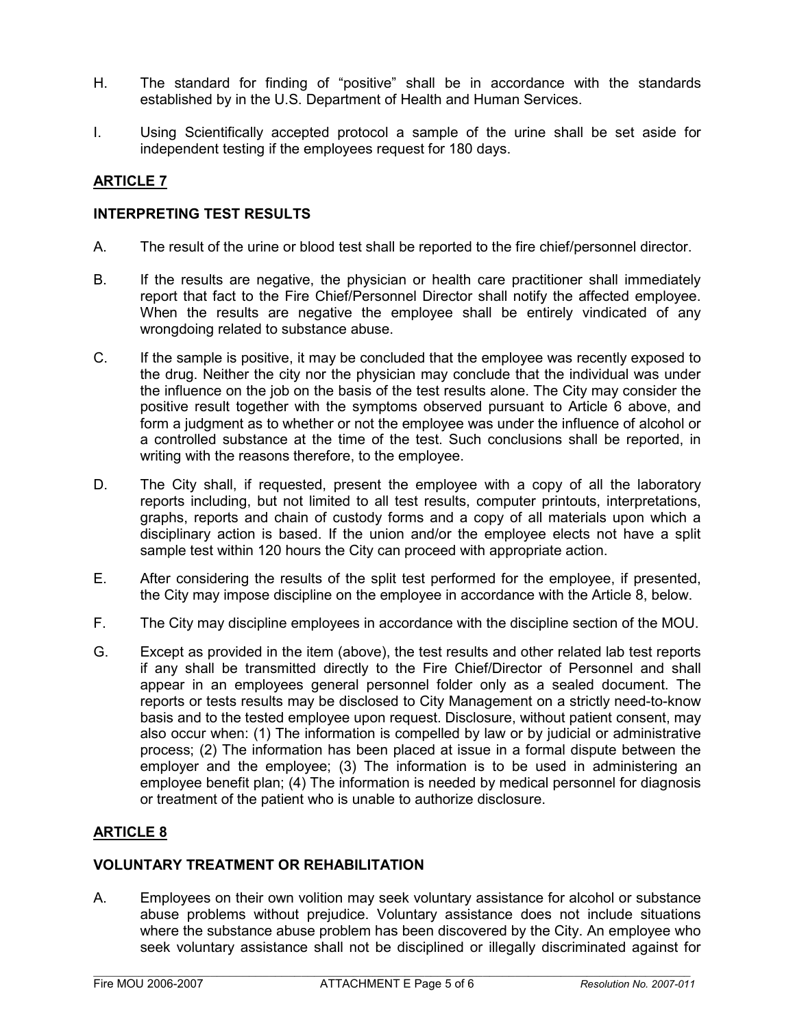H. The standard for finding of "positive" shall be in accordance with the standards established by in the U.S. Department of Health and Human Services.

I. Using Scientifically accepted protocol a sample of the urine shall be set aside for independent testing if the employees request for 180 days.

## ARTICLE 7

### INTERPRETING TEST RESULTS

A. The result of the urine or blood test shall be reported to the fire chief/personnel director.

B. If the results are negative, the physician or health care practitioner shall immediately report that fact to the Fire Chief/Personnel Director shall notify the affected employee. When the results are negative the employee shall be entirely vindicated of any wrongdoing related to substance abuse.

C. If the sample is positive, it may be concluded that the employee was recently exposed to the drug. Neither the city nor the physician may conclude that the individual was under the influence on the job on the basis of the test results alone. The City may consider the positive result together with the symptoms observed pursuant to Article 6 above, and form a judgment as to whether or not the employee was under the influence of alcohol or a controlled substance at the time of the test. Such conclusions shall be reported, in writing with the reasons therefore, to the employee.

D. The City shall, if requested, present the employee with a copy of all the laboratory reports including, but not limited to all test results, computer printouts, interpretations, graphs, reports and chain of custody forms and a copy of all materials upon which a disciplinary action is based. If the union and/or the employee elects not have a split sample test within 120 hours the City can proceed with appropriate action.

E. After considering the results of the split test performed for the employee, if presented, the City may impose discipline on the employee in accordance with the Article 8, below.

F. The City may discipline employees in accordance with the discipline section of the MOU.

G. Except as provided in the item (above), the test results and other related lab test reports if any shall be transmitted directly to the Fire Chief/Director of Personnel and shall appear in an employees general personnel folder only as a sealed document. The reports or tests results may be disclosed to City Management on a strictly need-to-know basis and to the tested employee upon request. Disclosure, without patient consent, may also occur when: (1) The information is compelled by law or by judicial or administrative process; (2) The information has been placed at issue in a formal dispute between the employer and the employee; (3) The information is to be used in administering an employee benefit plan; (4) The information is needed by medical personnel for diagnosis or treatment of the patient who is unable to authorize disclosure.

## ARTICLE 8

### VOLUNTARY TREATMENT OR REHABILITATION

A. Employees on their own volition may seek voluntary assistance for alcohol or substance abuse problems without prejudice. Voluntary assistance does not include situations where the substance abuse problem has been discovered by the City. An employee who seek voluntary assistance shall not be disciplined or illegally discriminated against for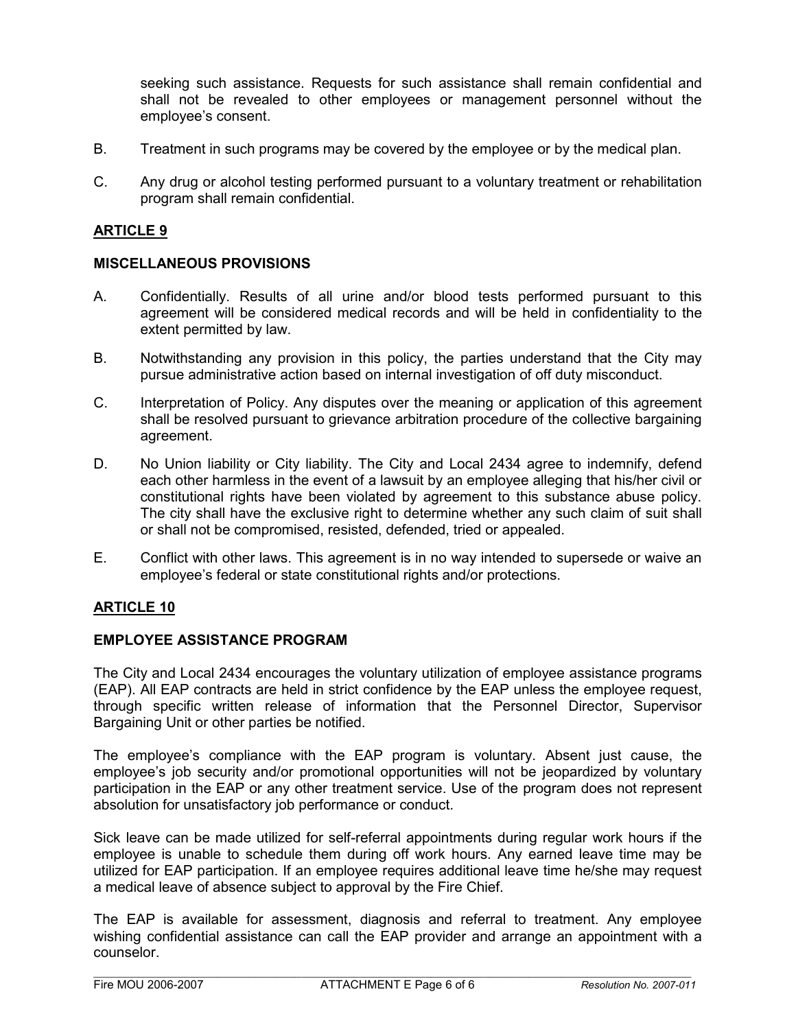seeking such assistance. Requests for such assistance shall remain confidential and shall not be revealed to other employees or management personnel without the employee's consent.

B. Treatment in such programs may be covered by the employee or by the medical plan.

C. Any drug or alcohol testing performed pursuant to a voluntary treatment or rehabilitation program shall remain confidential.

## ARTICLE 9

### MISCELLANEOUS PROVISIONS

A. Confidentially. Results of all urine and/or blood tests performed pursuant to this agreement will be considered medical records and will be held in confidentiality to the extent permitted by law.

B. Notwithstanding any provision in this policy, the parties understand that the City may pursue administrative action based on internal investigation of off duty misconduct.

C. Interpretation of Policy. Any disputes over the meaning or application of this agreement shall be resolved pursuant to grievance arbitration procedure of the collective bargaining agreement.

D. No Union liability or City liability. The City and Local 2434 agree to indemnify, defend each other harmless in the event of a lawsuit by an employee alleging that his/her civil or constitutional rights have been violated by agreement to this substance abuse policy. The city shall have the exclusive right to determine whether any such claim of suit shall or shall not be compromised, resisted, defended, tried or appealed.

E. Conflict with other laws. This agreement is in no way intended to supersede or waive an employee's federal or state constitutional rights and/or protections.

## ARTICLE 10

### EMPLOYEE ASSISTANCE PROGRAM

The City and Local 2434 encourages the voluntary utilization of employee assistance programs (EAP). All EAP contracts are held in strict confidence by the EAP unless the employee request, through specific written release of information that the Personnel Director, Supervisor Bargaining Unit or other parties be notified.

The employee's compliance with the EAP program is voluntary. Absent just cause, the employee's job security and/or promotional opportunities will not be jeopardized by voluntary participation in the EAP or any other treatment service. Use of the program does not represent absolution for unsatisfactory job performance or conduct.

Sick leave can be made utilized for self-referral appointments during regular work hours if the employee is unable to schedule them during off work hours. Any earned leave time may be utilized for EAP participation. If an employee requires additional leave time he/she may request a medical leave of absence subject to approval by the Fire Chief.

The EAP is available for assessment, diagnosis and referral to treatment. Any employee wishing confidential assistance can call the EAP provider and arrange an appointment with a counselor.